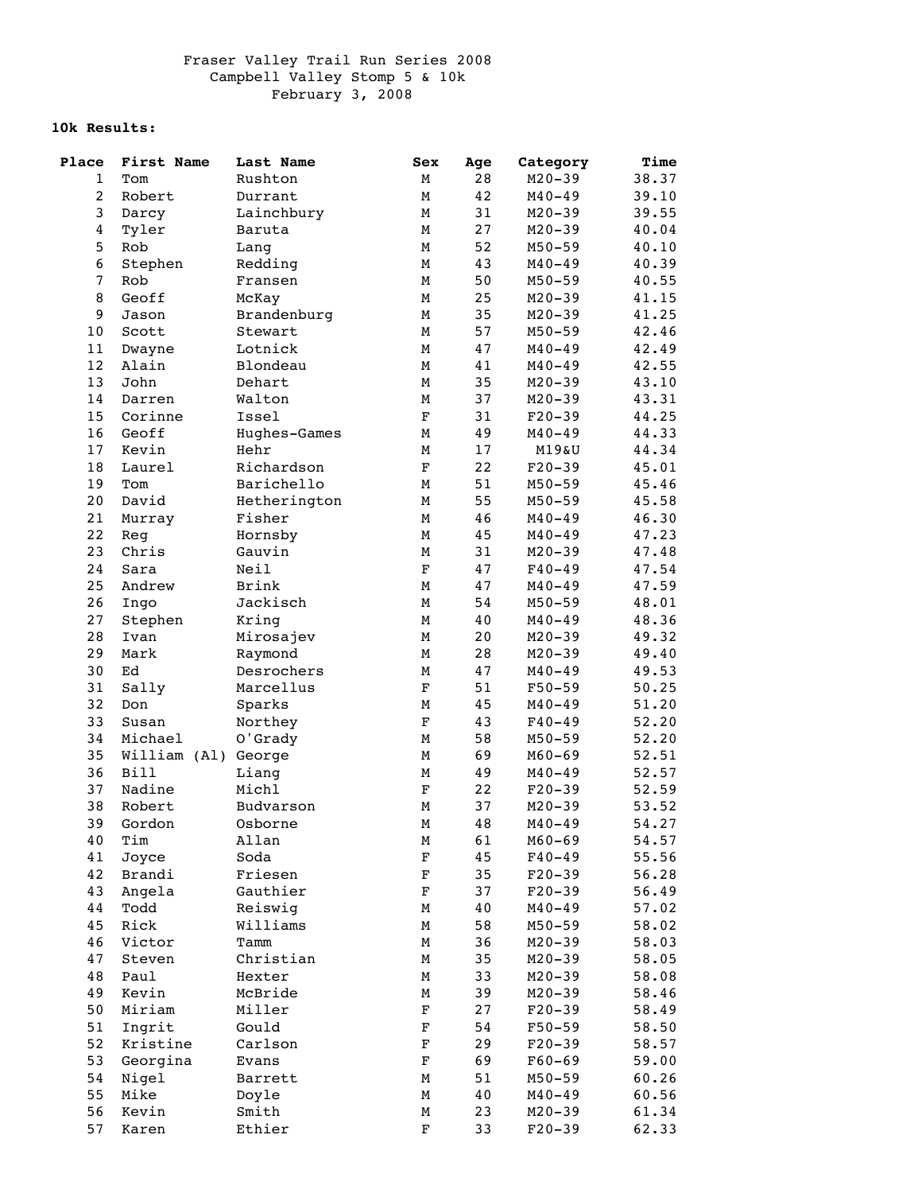# Fraser Valley Trail Run Series 2008

## Campbell Valley Stomp 5 & 10k

February 3, 2008

**10k Results:**

| Place | First Name | Last Name | Sex | Age | Category | Time |
|---|---|---|---|---|---|---|
| 1 | Tom | Rushton | M | 28 | M20-39 | 38.37 |
| 2 | Robert | Durrant | M | 42 | M40-49 | 39.10 |
| 3 | Darcy | Lainchbury | M | 31 | M20-39 | 39.55 |
| 4 | Tyler | Baruta | M | 27 | M20-39 | 40.04 |
| 5 | Rob | Lang | M | 52 | M50-59 | 40.10 |
| 6 | Stephen | Redding | M | 43 | M40-49 | 40.39 |
| 7 | Rob | Fransen | M | 50 | M50-59 | 40.55 |
| 8 | Geoff | McKay | M | 25 | M20-39 | 41.15 |
| 9 | Jason | Brandenburg | M | 35 | M20-39 | 41.25 |
| 10 | Scott | Stewart | M | 57 | M50-59 | 42.46 |
| 11 | Dwayne | Lotnick | M | 47 | M40-49 | 42.49 |
| 12 | Alain | Blondeau | M | 41 | M40-49 | 42.55 |
| 13 | John | Dehart | M | 35 | M20-39 | 43.10 |
| 14 | Darren | Walton | M | 37 | M20-39 | 43.31 |
| 15 | Corinne | Issel | F | 31 | F20-39 | 44.25 |
| 16 | Geoff | Hughes-Games | M | 49 | M40-49 | 44.33 |
| 17 | Kevin | Hehr | M | 17 | M19&U | 44.34 |
| 18 | Laurel | Richardson | F | 22 | F20-39 | 45.01 |
| 19 | Tom | Barichello | M | 51 | M50-59 | 45.46 |
| 20 | David | Hetherington | M | 55 | M50-59 | 45.58 |
| 21 | Murray | Fisher | M | 46 | M40-49 | 46.30 |
| 22 | Reg | Hornsby | M | 45 | M40-49 | 47.23 |
| 23 | Chris | Gauvin | M | 31 | M20-39 | 47.48 |
| 24 | Sara | Neil | F | 47 | F40-49 | 47.54 |
| 25 | Andrew | Brink | M | 47 | M40-49 | 47.59 |
| 26 | Ingo | Jackisch | M | 54 | M50-59 | 48.01 |
| 27 | Stephen | Kring | M | 40 | M40-49 | 48.36 |
| 28 | Ivan | Mirosajev | M | 20 | M20-39 | 49.32 |
| 29 | Mark | Raymond | M | 28 | M20-39 | 49.40 |
| 30 | Ed | Desrochers | M | 47 | M40-49 | 49.53 |
| 31 | Sally | Marcellus | F | 51 | F50-59 | 50.25 |
| 32 | Don | Sparks | M | 45 | M40-49 | 51.20 |
| 33 | Susan | Northey | F | 43 | F40-49 | 52.20 |
| 34 | Michael | O'Grady | M | 58 | M50-59 | 52.20 |
| 35 | William (Al) | George | M | 69 | M60-69 | 52.51 |
| 36 | Bill | Liang | M | 49 | M40-49 | 52.57 |
| 37 | Nadine | Michl | F | 22 | F20-39 | 52.59 |
| 38 | Robert | Budvarson | M | 37 | M20-39 | 53.52 |
| 39 | Gordon | Osborne | M | 48 | M40-49 | 54.27 |
| 40 | Tim | Allan | M | 61 | M60-69 | 54.57 |
| 41 | Joyce | Soda | F | 45 | F40-49 | 55.56 |
| 42 | Brandi | Friesen | F | 35 | F20-39 | 56.28 |
| 43 | Angela | Gauthier | F | 37 | F20-39 | 56.49 |
| 44 | Todd | Reiswig | M | 40 | M40-49 | 57.02 |
| 45 | Rick | Williams | M | 58 | M50-59 | 58.02 |
| 46 | Victor | Tamm | M | 36 | M20-39 | 58.03 |
| 47 | Steven | Christian | M | 35 | M20-39 | 58.05 |
| 48 | Paul | Hexter | M | 33 | M20-39 | 58.08 |
| 49 | Kevin | McBride | M | 39 | M20-39 | 58.46 |
| 50 | Miriam | Miller | F | 27 | F20-39 | 58.49 |
| 51 | Ingrit | Gould | F | 54 | F50-59 | 58.50 |
| 52 | Kristine | Carlson | F | 29 | F20-39 | 58.57 |
| 53 | Georgina | Evans | F | 69 | F60-69 | 59.00 |
| 54 | Nigel | Barrett | M | 51 | M50-59 | 60.26 |
| 55 | Mike | Doyle | M | 40 | M40-49 | 60.56 |
| 56 | Kevin | Smith | M | 23 | M20-39 | 61.34 |
| 57 | Karen | Ethier | F | 33 | F20-39 | 62.33 |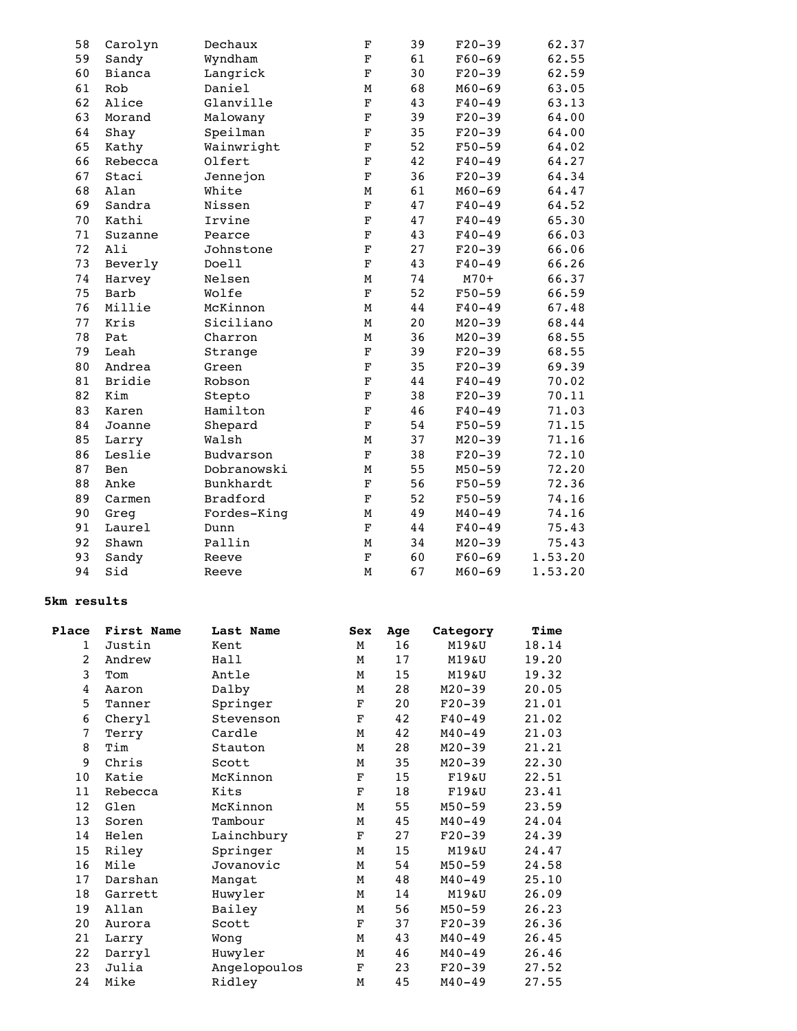| | | | | | | |
|---|---|---|---|---|---|---|
| 58 | Carolyn | Dechaux | F | 39 | F20-39 | 62.37 |
| 59 | Sandy | Wyndham | F | 61 | F60-69 | 62.55 |
| 60 | Bianca | Langrick | F | 30 | F20-39 | 62.59 |
| 61 | Rob | Daniel | M | 68 | M60-69 | 63.05 |
| 62 | Alice | Glanville | F | 43 | F40-49 | 63.13 |
| 63 | Morand | Malowany | F | 39 | F20-39 | 64.00 |
| 64 | Shay | Speilman | F | 35 | F20-39 | 64.00 |
| 65 | Kathy | Wainwright | F | 52 | F50-59 | 64.02 |
| 66 | Rebecca | Olfert | F | 42 | F40-49 | 64.27 |
| 67 | Staci | Jennejon | F | 36 | F20-39 | 64.34 |
| 68 | Alan | White | M | 61 | M60-69 | 64.47 |
| 69 | Sandra | Nissen | F | 47 | F40-49 | 64.52 |
| 70 | Kathi | Irvine | F | 47 | F40-49 | 65.30 |
| 71 | Suzanne | Pearce | F | 43 | F40-49 | 66.03 |
| 72 | Ali | Johnstone | F | 27 | F20-39 | 66.06 |
| 73 | Beverly | Doell | F | 43 | F40-49 | 66.26 |
| 74 | Harvey | Nelsen | M | 74 | M70+ | 66.37 |
| 75 | Barb | Wolfe | F | 52 | F50-59 | 66.59 |
| 76 | Millie | McKinnon | M | 44 | F40-49 | 67.48 |
| 77 | Kris | Siciliano | M | 20 | M20-39 | 68.44 |
| 78 | Pat | Charron | M | 36 | M20-39 | 68.55 |
| 79 | Leah | Strange | F | 39 | F20-39 | 68.55 |
| 80 | Andrea | Green | F | 35 | F20-39 | 69.39 |
| 81 | Bridie | Robson | F | 44 | F40-49 | 70.02 |
| 82 | Kim | Stepto | F | 38 | F20-39 | 70.11 |
| 83 | Karen | Hamilton | F | 46 | F40-49 | 71.03 |
| 84 | Joanne | Shepard | F | 54 | F50-59 | 71.15 |
| 85 | Larry | Walsh | M | 37 | M20-39 | 71.16 |
| 86 | Leslie | Budvarson | F | 38 | F20-39 | 72.10 |
| 87 | Ben | Dobranowski | M | 55 | M50-59 | 72.20 |
| 88 | Anke | Bunkhardt | F | 56 | F50-59 | 72.36 |
| 89 | Carmen | Bradford | F | 52 | F50-59 | 74.16 |
| 90 | Greg | Fordes-King | M | 49 | M40-49 | 74.16 |
| 91 | Laurel | Dunn | F | 44 | F40-49 | 75.43 |
| 92 | Shawn | Pallin | M | 34 | M20-39 | 75.43 |
| 93 | Sandy | Reeve | F | 60 | F60-69 | 1.53.20 |
| 94 | Sid | Reeve | M | 67 | M60-69 | 1.53.20 |

**5km results**

| Place | First Name | Last Name | Sex | Age | Category | Time |
|---|---|---|---|---|---|---|
| 1 | Justin | Kent | M | 16 | M19&U | 18.14 |
| 2 | Andrew | Hall | M | 17 | M19&U | 19.20 |
| 3 | Tom | Antle | M | 15 | M19&U | 19.32 |
| 4 | Aaron | Dalby | M | 28 | M20-39 | 20.05 |
| 5 | Tanner | Springer | F | 20 | F20-39 | 21.01 |
| 6 | Cheryl | Stevenson | F | 42 | F40-49 | 21.02 |
| 7 | Terry | Cardle | M | 42 | M40-49 | 21.03 |
| 8 | Tim | Stauton | M | 28 | M20-39 | 21.21 |
| 9 | Chris | Scott | M | 35 | M20-39 | 22.30 |
| 10 | Katie | McKinnon | F | 15 | F19&U | 22.51 |
| 11 | Rebecca | Kits | F | 18 | F19&U | 23.41 |
| 12 | Glen | McKinnon | M | 55 | M50-59 | 23.59 |
| 13 | Soren | Tambour | M | 45 | M40-49 | 24.04 |
| 14 | Helen | Lainchbury | F | 27 | F20-39 | 24.39 |
| 15 | Riley | Springer | M | 15 | M19&U | 24.47 |
| 16 | Mile | Jovanovic | M | 54 | M50-59 | 24.58 |
| 17 | Darshan | Mangat | M | 48 | M40-49 | 25.10 |
| 18 | Garrett | Huwyler | M | 14 | M19&U | 26.09 |
| 19 | Allan | Bailey | M | 56 | M50-59 | 26.23 |
| 20 | Aurora | Scott | F | 37 | F20-39 | 26.36 |
| 21 | Larry | Wong | M | 43 | M40-49 | 26.45 |
| 22 | Darryl | Huwyler | M | 46 | M40-49 | 26.46 |
| 23 | Julia | Angelopoulos | F | 23 | F20-39 | 27.52 |
| 24 | Mike | Ridley | M | 45 | M40-49 | 27.55 |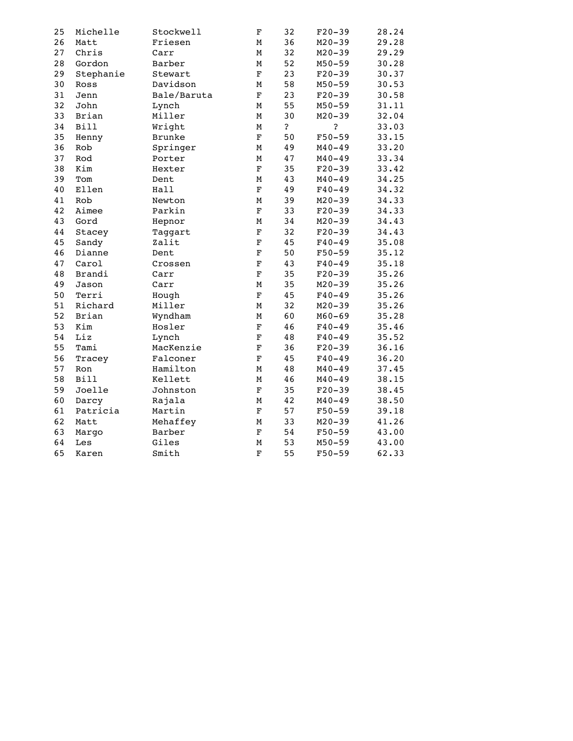| | | | | | | |
|---|---|---|---|---|---|---|
| 25 | Michelle | Stockwell | F | 32 | F20-39 | 28.24 |
| 26 | Matt | Friesen | M | 36 | M20-39 | 29.28 |
| 27 | Chris | Carr | M | 32 | M20-39 | 29.29 |
| 28 | Gordon | Barber | M | 52 | M50-59 | 30.28 |
| 29 | Stephanie | Stewart | F | 23 | F20-39 | 30.37 |
| 30 | Ross | Davidson | M | 58 | M50-59 | 30.53 |
| 31 | Jenn | Bale/Baruta | F | 23 | F20-39 | 30.58 |
| 32 | John | Lynch | M | 55 | M50-59 | 31.11 |
| 33 | Brian | Miller | M | 30 | M20-39 | 32.04 |
| 34 | Bill | Wright | M | ? | ? | 33.03 |
| 35 | Henny | Brunke | F | 50 | F50-59 | 33.15 |
| 36 | Rob | Springer | M | 49 | M40-49 | 33.20 |
| 37 | Rod | Porter | M | 47 | M40-49 | 33.34 |
| 38 | Kim | Hexter | F | 35 | F20-39 | 33.42 |
| 39 | Tom | Dent | M | 43 | M40-49 | 34.25 |
| 40 | Ellen | Hall | F | 49 | F40-49 | 34.32 |
| 41 | Rob | Newton | M | 39 | M20-39 | 34.33 |
| 42 | Aimee | Parkin | F | 33 | F20-39 | 34.33 |
| 43 | Gord | Hepnor | M | 34 | M20-39 | 34.43 |
| 44 | Stacey | Taggart | F | 32 | F20-39 | 34.43 |
| 45 | Sandy | Zalit | F | 45 | F40-49 | 35.08 |
| 46 | Dianne | Dent | F | 50 | F50-59 | 35.12 |
| 47 | Carol | Crossen | F | 43 | F40-49 | 35.18 |
| 48 | Brandi | Carr | F | 35 | F20-39 | 35.26 |
| 49 | Jason | Carr | M | 35 | M20-39 | 35.26 |
| 50 | Terri | Hough | F | 45 | F40-49 | 35.26 |
| 51 | Richard | Miller | M | 32 | M20-39 | 35.26 |
| 52 | Brian | Wyndham | M | 60 | M60-69 | 35.28 |
| 53 | Kim | Hosler | F | 46 | F40-49 | 35.46 |
| 54 | Liz | Lynch | F | 48 | F40-49 | 35.52 |
| 55 | Tami | MacKenzie | F | 36 | F20-39 | 36.16 |
| 56 | Tracey | Falconer | F | 45 | F40-49 | 36.20 |
| 57 | Ron | Hamilton | M | 48 | M40-49 | 37.45 |
| 58 | Bill | Kellett | M | 46 | M40-49 | 38.15 |
| 59 | Joelle | Johnston | F | 35 | F20-39 | 38.45 |
| 60 | Darcy | Rajala | M | 42 | M40-49 | 38.50 |
| 61 | Patricia | Martin | F | 57 | F50-59 | 39.18 |
| 62 | Matt | Mehaffey | M | 33 | M20-39 | 41.26 |
| 63 | Margo | Barber | F | 54 | F50-59 | 43.00 |
| 64 | Les | Giles | M | 53 | M50-59 | 43.00 |
| 65 | Karen | Smith | F | 55 | F50-59 | 62.33 |